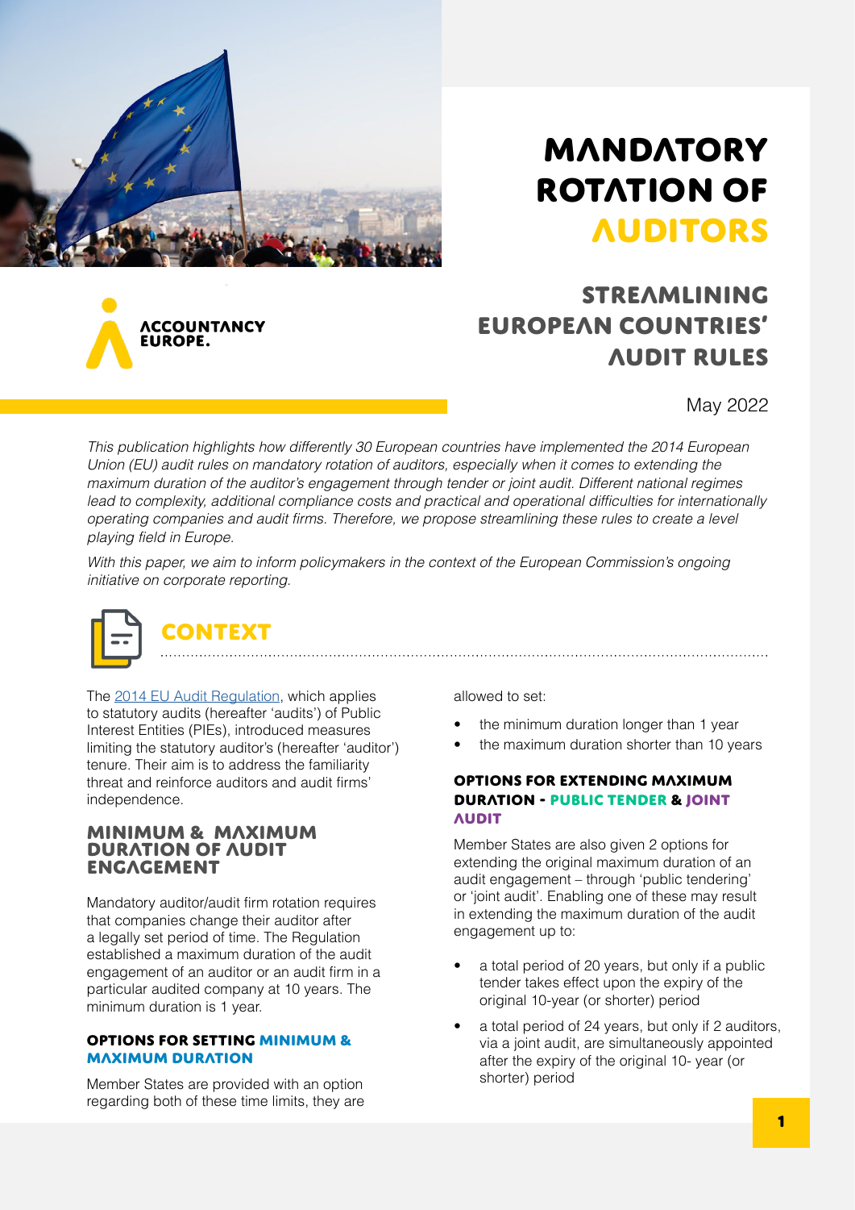# MANDATORY ROTATION OF AUDITORS

## STREAMLINING EUROPEAN COUNTRIES' AUDIT RULES

ACCOUNTANCY EUROPE.

May 2022

*This publication highlights how differently 30 European countries have implemented the 2014 European Union (EU) audit rules on mandatory rotation of auditors, especially when it comes to extending the maximum duration of the auditor's engagement through tender or joint audit. Different national regimes lead to complexity, additional compliance costs and practical and operational difficulties for internationally operating companies and audit firms. Therefore, we propose streamlining these rules to create a level playing field in Europe.*

*With this paper, we aim to inform policymakers in the context of the European Commission's ongoing initiative on corporate reporting.*

## CONTEXT

The 2014 EU Audit Regulation, which applies to statutory audits (hereafter 'audits') of Public Interest Entities (PIEs), introduced measures limiting the statutory auditor's (hereafter 'auditor') tenure. Their aim is to address the familiarity threat and reinforce auditors and audit firms' independence.

### MINIMUM & MAXIMUM DURATION OF AUDIT ENGAGEMENT

Mandatory auditor/audit firm rotation requires that companies change their auditor after a legally set period of time. The Regulation established a maximum duration of the audit engagement of an auditor or an audit firm in a particular audited company at 10 years. The minimum duration is 1 year.

#### OPTIONS FOR SETTING MINIMUM & MAXIMUM DURATION

Member States are provided with an option regarding both of these time limits, they are allowed to set:

- the minimum duration longer than 1 year
- the maximum duration shorter than 10 years

#### OPTIONS FOR EXTENDING MAXIMUM DURATION - PUBLIC TENDER & JOINT AUDIT

Member States are also given 2 options for extending the original maximum duration of an audit engagement – through 'public tendering' or 'joint audit'. Enabling one of these may result in extending the maximum duration of the audit engagement up to:

- a total period of 20 years, but only if a public tender takes effect upon the expiry of the original 10-year (or shorter) period
- a total period of 24 years, but only if 2 auditors, via a joint audit, are simultaneously appointed after the expiry of the original 10- year (or shorter) period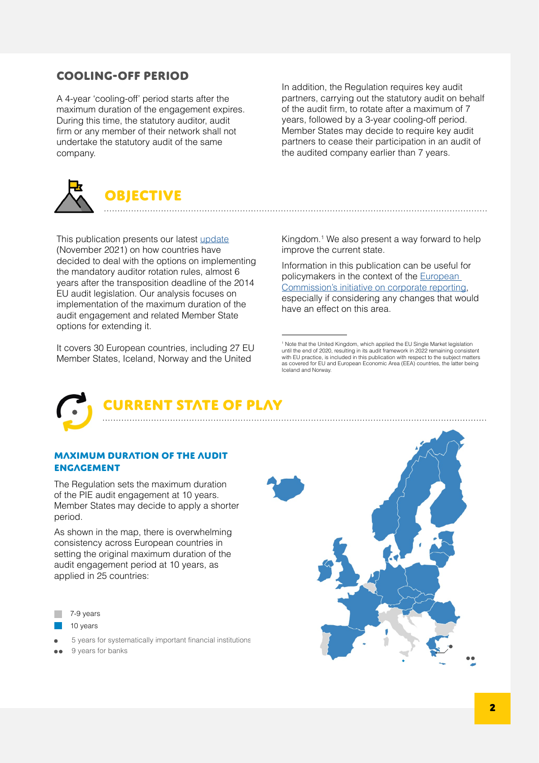## COOLING-OFF PERIOD

A 4-year 'cooling-off' period starts after the maximum duration of the engagement expires. During this time, the statutory auditor, audit firm or any member of their network shall not undertake the statutory audit of the same company.

In addition, the Regulation requires key audit partners, carrying out the statutory audit on behalf of the audit firm, to rotate after a maximum of 7 years, followed by a 3-year cooling-off period. Member States may decide to require key audit partners to cease their participation in an audit of the audited company earlier than 7 years.

# OBJECTIVE

This publication presents our latest update (November 2021) on how countries have decided to deal with the options on implementing the mandatory auditor rotation rules, almost 6 years after the transposition deadline of the 2014 EU audit legislation. Our analysis focuses on implementation of the maximum duration of the audit engagement and related Member State options for extending it.

It covers 30 European countries, including 27 EU Member States, Iceland, Norway and the United Kingdom.[1] We also present a way forward to help improve the current state.

Information in this publication can be useful for policymakers in the context of the European Commission's initiative on corporate reporting, especially if considering any changes that would have an effect on this area.

[1] Note that the United Kingdom, which applied the EU Single Market legislation until the end of 2020, resulting in its audit framework in 2022 remaining consistent with EU practice, is included in this publication with respect to the subject matters as covered for EU and European Economic Area (EEA) countries, the latter being Iceland and Norway.

# CURRENT STATE OF PLAY

### MAXIMUM DURATION OF THE AUDIT ENGAGEMENT

The Regulation sets the maximum duration of the PIE audit engagement at 10 years. Member States may decide to apply a shorter period.

As shown in the map, there is overwhelming consistency across European countries in setting the original maximum duration of the audit engagement period at 10 years, as applied in 25 countries:

- 7-9 years
- 10 years
- ● 5 years for systematically important financial institutions
- ●● 9 years for banks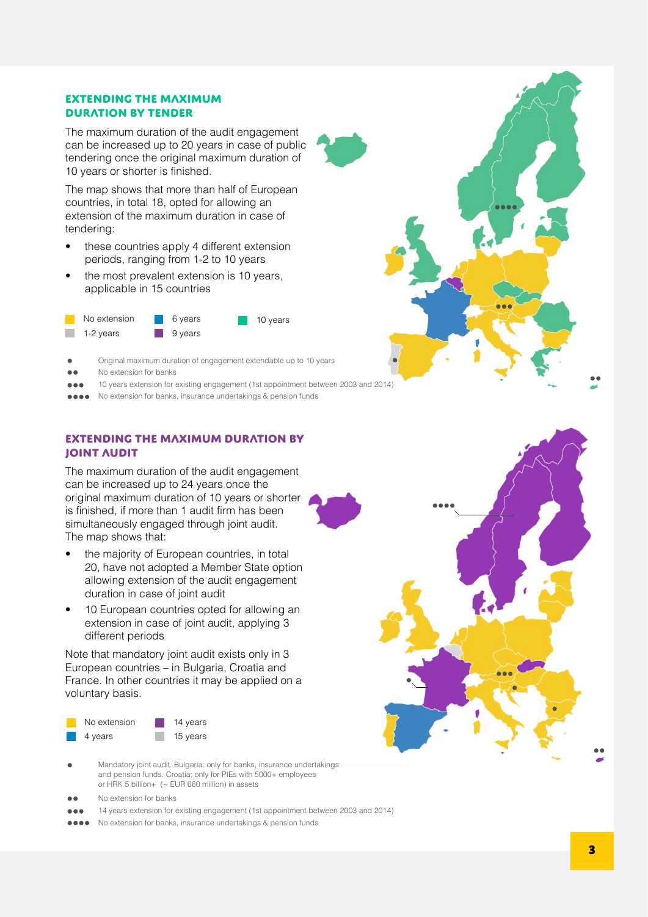## EXTENDING THE MAXIMUM DURATION BY TENDER

The maximum duration of the audit engagement can be increased up to 20 years in case of public tendering once the original maximum duration of 10 years or shorter is finished.

The map shows that more than half of European countries, in total 18, opted for allowing an extension of the maximum duration in case of tendering:

- these countries apply 4 different extension periods, ranging from 1-2 to 10 years
- the most prevalent extension is 10 years, applicable in 15 countries

No extension | 1-2 years | 6 years | 9 years | 10 years

- ● Original maximum duration of engagement extendable up to 10 years
- ●● No extension for banks
- ●●● 10 years extension for existing engagement (1st appointment between 2003 and 2014)
- ●●●● No extension for banks, insurance undertakings & pension funds

## EXTENDING THE MAXIMUM DURATION BY JOINT AUDIT

The maximum duration of the audit engagement can be increased up to 24 years once the original maximum duration of 10 years or shorter is finished, if more than 1 audit firm has been simultaneously engaged through joint audit. The map shows that:

- the majority of European countries, in total 20, have not adopted a Member State option allowing extension of the audit engagement duration in case of joint audit
- 10 European countries opted for allowing an extension in case of joint audit, applying 3 different periods

Note that mandatory joint audit exists only in 3 European countries – in Bulgaria, Croatia and France. In other countries it may be applied on a voluntary basis.

No extension | 4 years | 14 years | 15 years

- ● Mandatory joint audit. Bulgaria: only for banks, insurance undertakings and pension funds. Croatia: only for PIEs with 5000+ employees or HRK 5 billion+ (~ EUR 660 million) in assets
- ●● No extension for banks
- ●●● 14 years extension for existing engagement (1st appointment between 2003 and 2014)
- ●●●● No extension for banks, insurance undertakings & pension funds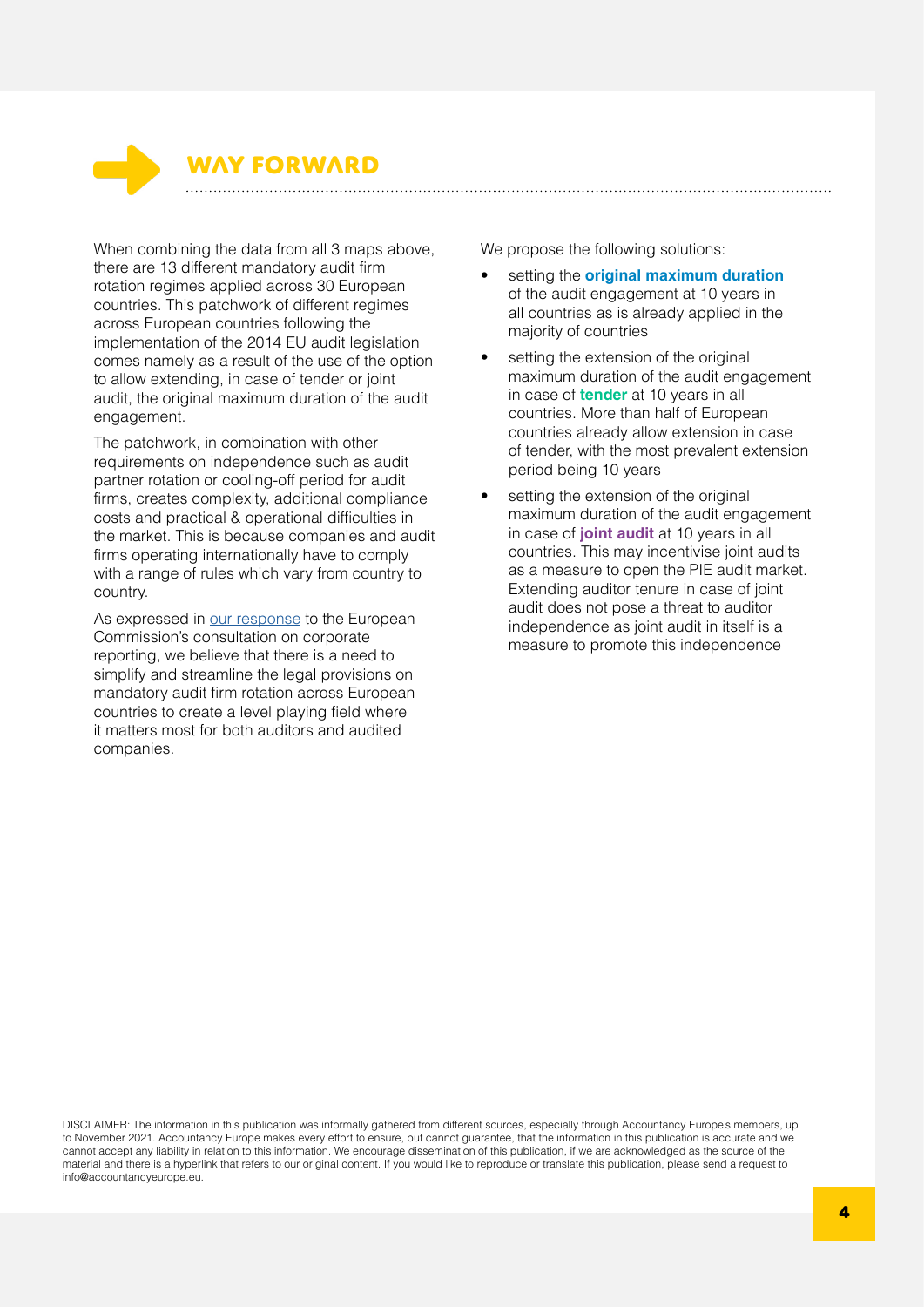## WAY FORWARD

When combining the data from all 3 maps above, there are 13 different mandatory audit firm rotation regimes applied across 30 European countries. This patchwork of different regimes across European countries following the implementation of the 2014 EU audit legislation comes namely as a result of the use of the option to allow extending, in case of tender or joint audit, the original maximum duration of the audit engagement.

The patchwork, in combination with other requirements on independence such as audit partner rotation or cooling-off period for audit firms, creates complexity, additional compliance costs and practical & operational difficulties in the market. This is because companies and audit firms operating internationally have to comply with a range of rules which vary from country to country.

As expressed in our response to the European Commission's consultation on corporate reporting, we believe that there is a need to simplify and streamline the legal provisions on mandatory audit firm rotation across European countries to create a level playing field where it matters most for both auditors and audited companies.

We propose the following solutions:

- setting the **original maximum duration** of the audit engagement at 10 years in all countries as is already applied in the majority of countries
- setting the extension of the original maximum duration of the audit engagement in case of **tender** at 10 years in all countries. More than half of European countries already allow extension in case of tender, with the most prevalent extension period being 10 years
- setting the extension of the original maximum duration of the audit engagement in case of **joint audit** at 10 years in all countries. This may incentivise joint audits as a measure to open the PIE audit market. Extending auditor tenure in case of joint audit does not pose a threat to auditor independence as joint audit in itself is a measure to promote this independence

DISCLAIMER: The information in this publication was informally gathered from different sources, especially through Accountancy Europe's members, up to November 2021. Accountancy Europe makes every effort to ensure, but cannot guarantee, that the information in this publication is accurate and we cannot accept any liability in relation to this information. We encourage dissemination of this publication, if we are acknowledged as the source of the material and there is a hyperlink that refers to our original content. If you would like to reproduce or translate this publication, please send a request to info@accountancyeurope.eu.